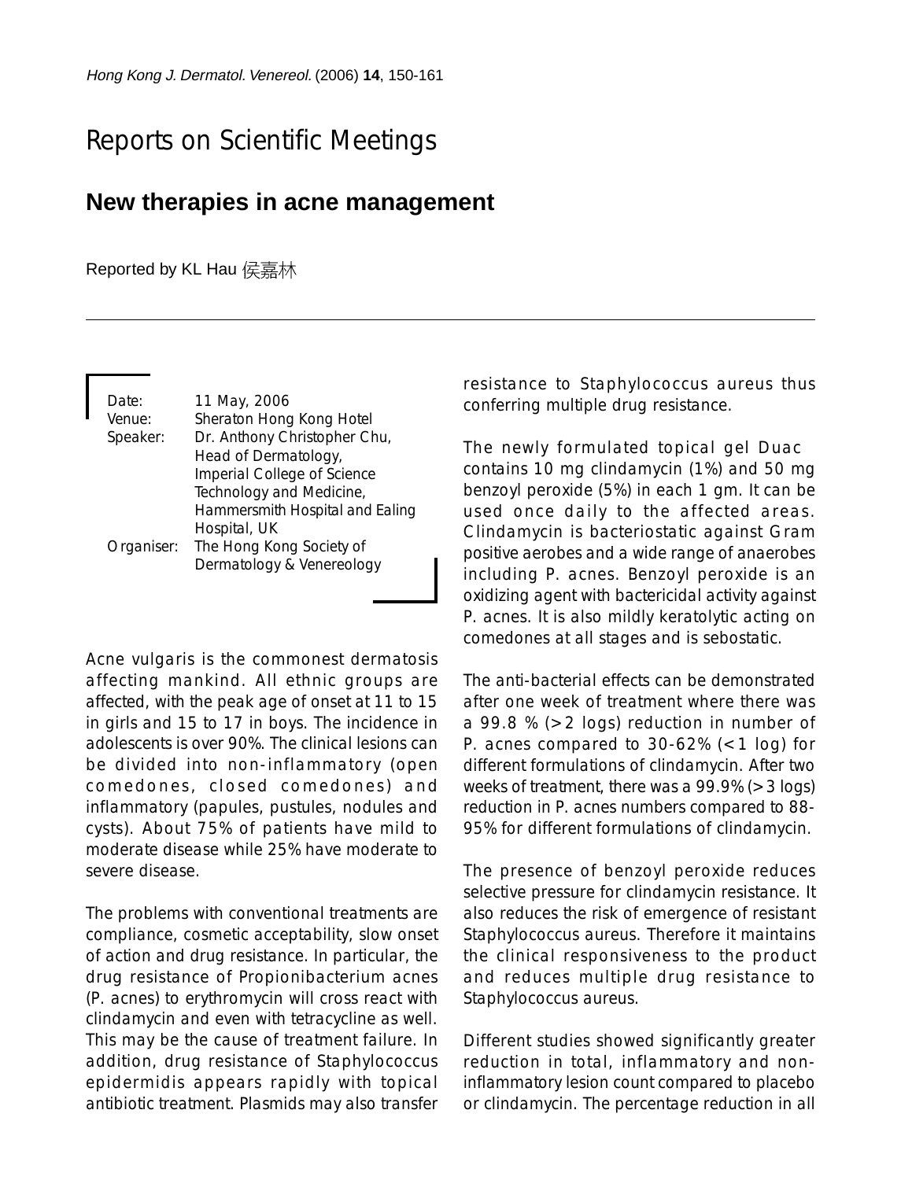# Reports on Scientific Meetings

## New therapies in acne management

Reported by KL Hau 侯嘉林

Date: 11 May, 2006
Venue: Sheraton Hong Kong Hotel
Speaker: Dr. Anthony Christopher Chu, Head of Dermatology, Imperial College of Science Technology and Medicine, Hammersmith Hospital and Ealing Hospital, UK
Organiser: The Hong Kong Society of Dermatology & Venereology

Acne vulgaris is the commonest dermatosis affecting mankind. All ethnic groups are affected, with the peak age of onset at 11 to 15 in girls and 15 to 17 in boys. The incidence in adolescents is over 90%. The clinical lesions can be divided into non-inflammatory (open comedones, closed comedones) and inflammatory (papules, pustules, nodules and cysts). About 75% of patients have mild to moderate disease while 25% have moderate to severe disease.

The problems with conventional treatments are compliance, cosmetic acceptability, slow onset of action and drug resistance. In particular, the drug resistance of Propionibacterium acnes (P. acnes) to erythromycin will cross react with clindamycin and even with tetracycline as well. This may be the cause of treatment failure. In addition, drug resistance of Staphylococcus epidermidis appears rapidly with topical antibiotic treatment. Plasmids may also transfer resistance to Staphylococcus aureus thus conferring multiple drug resistance.

The newly formulated topical gel Duac contains 10 mg clindamycin (1%) and 50 mg benzoyl peroxide (5%) in each 1 gm. It can be used once daily to the affected areas. Clindamycin is bacteriostatic against Gram positive aerobes and a wide range of anaerobes including P. acnes. Benzoyl peroxide is an oxidizing agent with bactericidal activity against P. acnes. It is also mildly keratolytic acting on comedones at all stages and is sebostatic.

The anti-bacterial effects can be demonstrated after one week of treatment where there was a 99.8 % (>2 logs) reduction in number of P. acnes compared to 30-62% (<1 log) for different formulations of clindamycin. After two weeks of treatment, there was a 99.9% (>3 logs) reduction in P. acnes numbers compared to 88-95% for different formulations of clindamycin.

The presence of benzoyl peroxide reduces selective pressure for clindamycin resistance. It also reduces the risk of emergence of resistant Staphylococcus aureus. Therefore it maintains the clinical responsiveness to the product and reduces multiple drug resistance to Staphylococcus aureus.

Different studies showed significantly greater reduction in total, inflammatory and non-inflammatory lesion count compared to placebo or clindamycin. The percentage reduction in all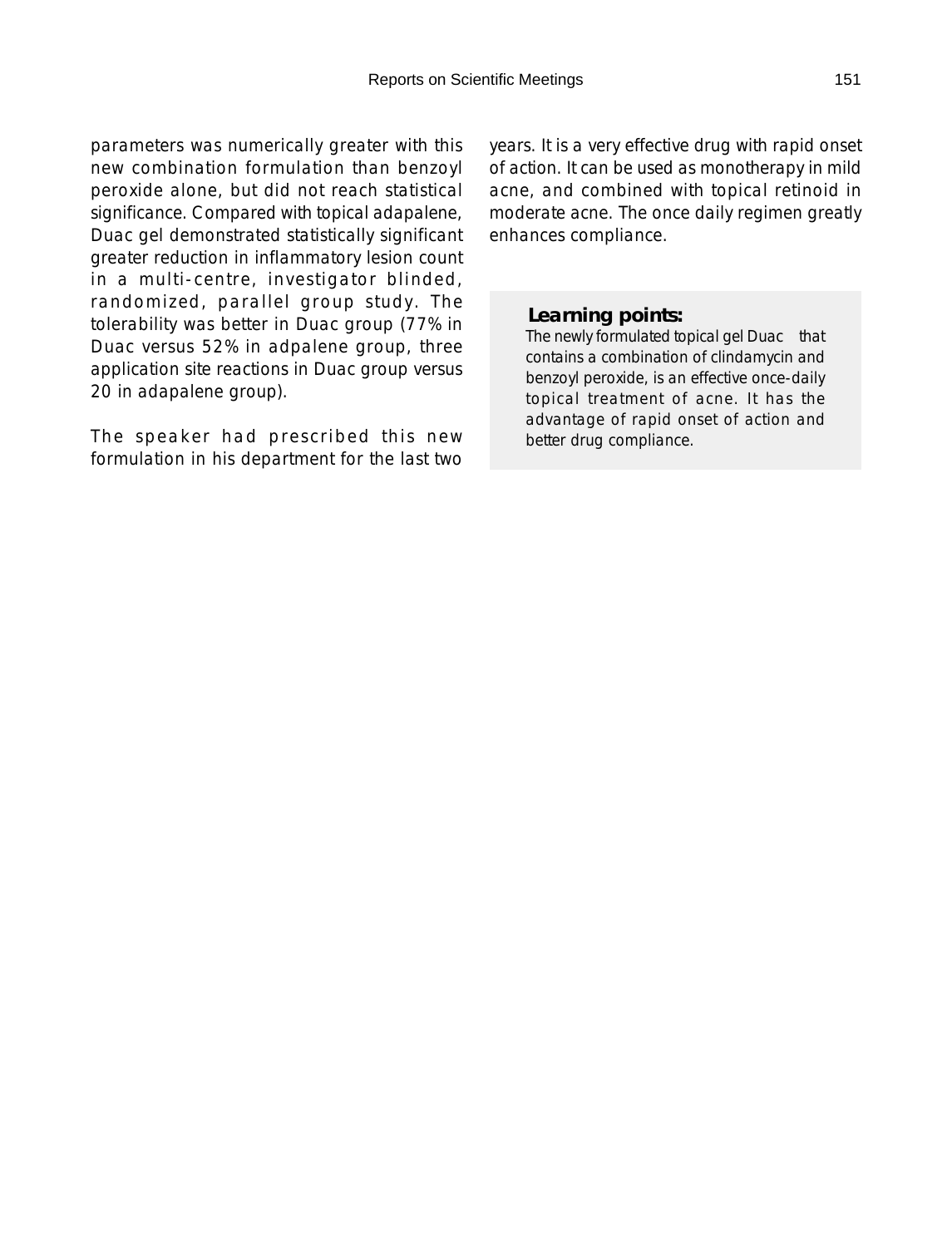parameters was numerically greater with this new combination formulation than benzoyl peroxide alone, but did not reach statistical significance. Compared with topical adapalene, Duac gel demonstrated statistically significant greater reduction in inflammatory lesion count in a multi-centre, investigator blinded, randomized, parallel group study. The tolerability was better in Duac group (77% in Duac versus 52% in adpalene group, three application site reactions in Duac group versus 20 in adapalene group).

The speaker had prescribed this new formulation in his department for the last two years. It is a very effective drug with rapid onset of action. It can be used as monotherapy in mild acne, and combined with topical retinoid in moderate acne. The once daily regimen greatly enhances compliance.

**Learning points:**

The newly formulated topical gel Duac that contains a combination of clindamycin and benzoyl peroxide, is an effective once-daily topical treatment of acne. It has the advantage of rapid onset of action and better drug compliance.